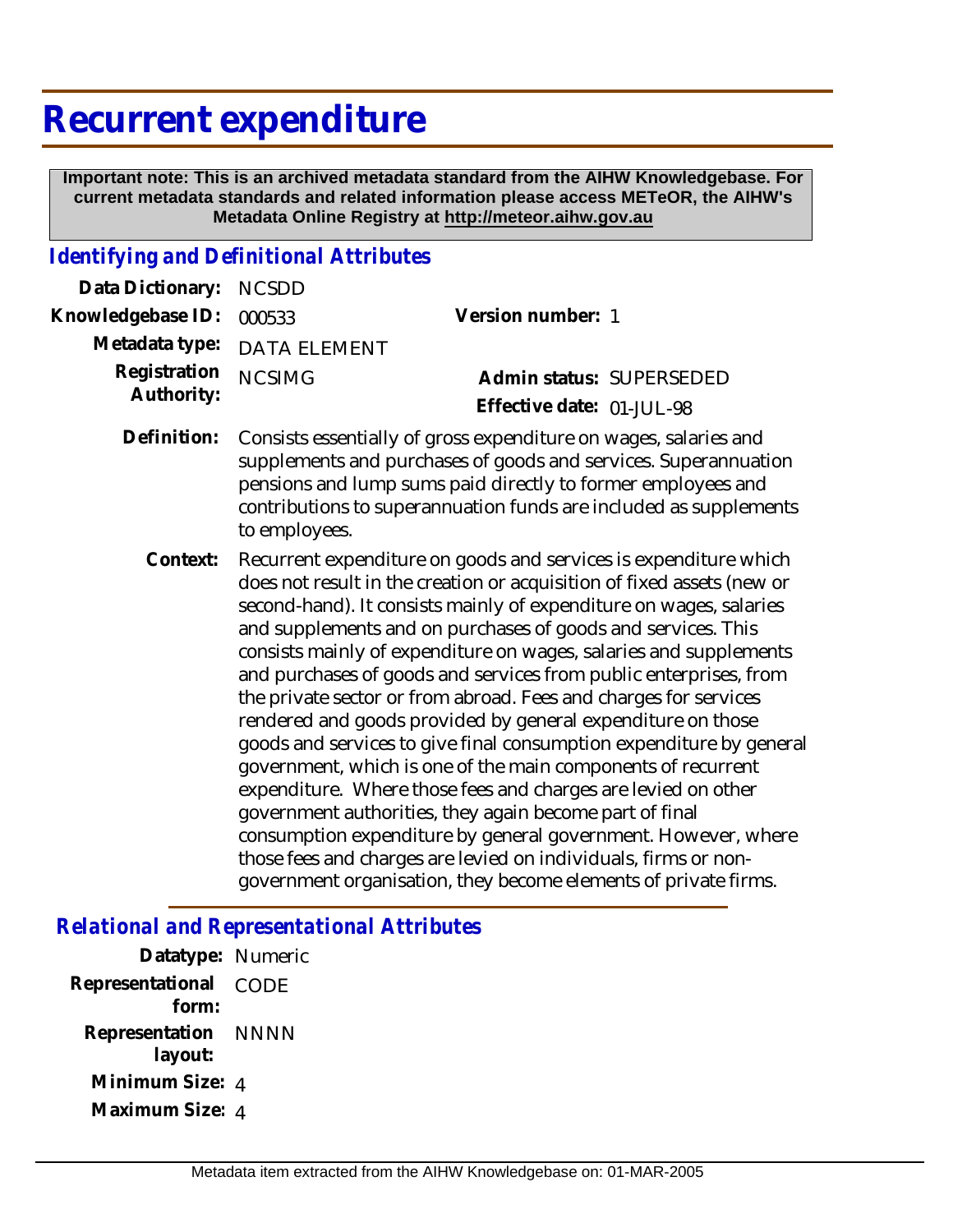# Recurrent expenditure

**Important note: This is an archived metadata standard from the AIHW Knowledgebase. For current metadata standards and related information please access METeOR, the AIHW's Metadata Online Registry at http://meteor.aihw.gov.au**

## *Identifying and Definitional Attributes*

**Data Dictionary:** NCSDD

**Knowledgebase ID:** 000533

**Version number:** 1

**Metadata type:** DATA ELEMENT

**Registration Authority:** NCSIMG

**Admin status:** SUPERSEDED

**Effective date:** 01-JUL-98

**Definition:** Consists essentially of gross expenditure on wages, salaries and supplements and purchases of goods and services. Superannuation pensions and lump sums paid directly to former employees and contributions to superannuation funds are included as supplements to employees.

**Context:** Recurrent expenditure on goods and services is expenditure which does not result in the creation or acquisition of fixed assets (new or second-hand). It consists mainly of expenditure on wages, salaries and supplements and on purchases of goods and services. This consists mainly of expenditure on wages, salaries and supplements and purchases of goods and services from public enterprises, from the private sector or from abroad. Fees and charges for services rendered and goods provided by general expenditure on those goods and services to give final consumption expenditure by general government, which is one of the main components of recurrent expenditure. Where those fees and charges are levied on other government authorities, they again become part of final consumption expenditure by general government. However, where those fees and charges are levied on individuals, firms or non-government organisation, they become elements of private firms.

## *Relational and Representational Attributes*

**Datatype:** Numeric

**Representational form:** CODE

**Representation layout:** NNNN

**Minimum Size:** 4

**Maximum Size:** 4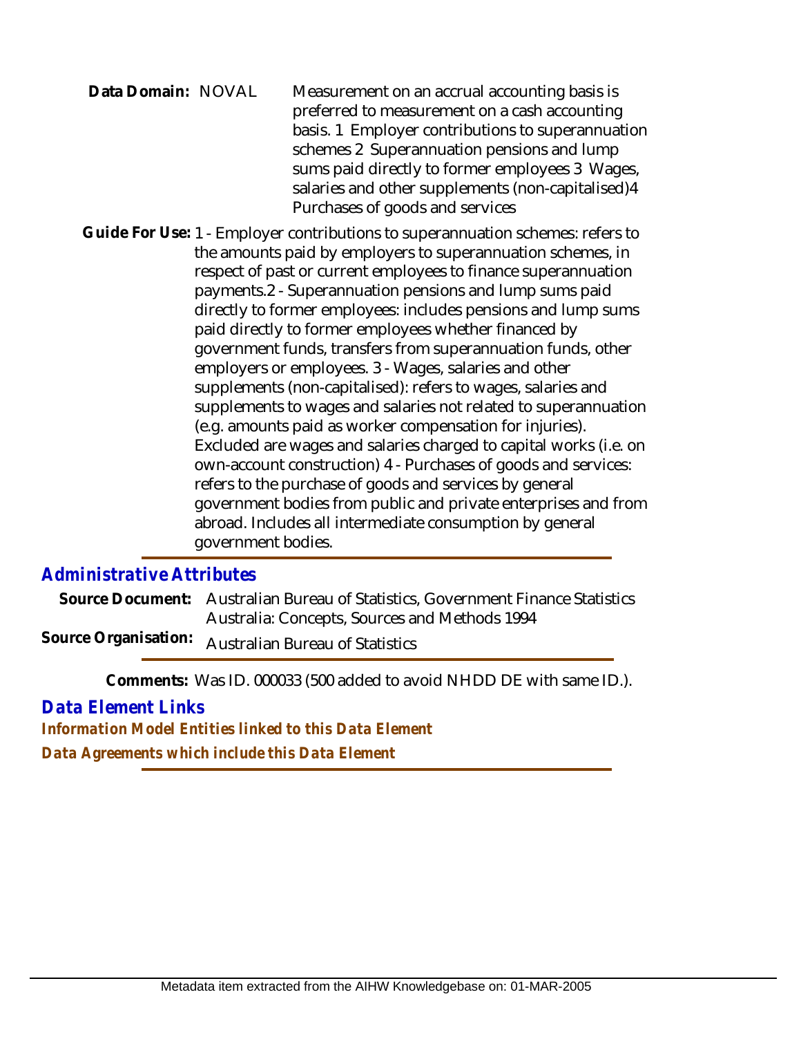**Data Domain:** NOVAL

Measurement on an accrual accounting basis is preferred to measurement on a cash accounting basis. 1 Employer contributions to superannuation schemes 2 Superannuation pensions and lump sums paid directly to former employees 3 Wages, salaries and other supplements (non-capitalised)4 Purchases of goods and services

**Guide For Use:** 1 - Employer contributions to superannuation schemes: refers to the amounts paid by employers to superannuation schemes, in respect of past or current employees to finance superannuation payments.2 - Superannuation pensions and lump sums paid directly to former employees: includes pensions and lump sums paid directly to former employees whether financed by government funds, transfers from superannuation funds, other employers or employees. 3 - Wages, salaries and other supplements (non-capitalised): refers to wages, salaries and supplements to wages and salaries not related to superannuation (e.g. amounts paid as worker compensation for injuries). Excluded are wages and salaries charged to capital works (i.e. on own-account construction) 4 - Purchases of goods and services: refers to the purchase of goods and services by general government bodies from public and private enterprises and from abroad. Includes all intermediate consumption by general government bodies.

## Administrative Attributes

**Source Document:** Australian Bureau of Statistics, Government Finance Statistics Australia: Concepts, Sources and Methods 1994

**Source Organisation:** Australian Bureau of Statistics

**Comments:** Was ID. 000033 (500 added to avoid NHDD DE with same ID.).

## Data Element Links

### Information Model Entities linked to this Data Element

### Data Agreements which include this Data Element

Metadata item extracted from the AIHW Knowledgebase on: 01-MAR-2005